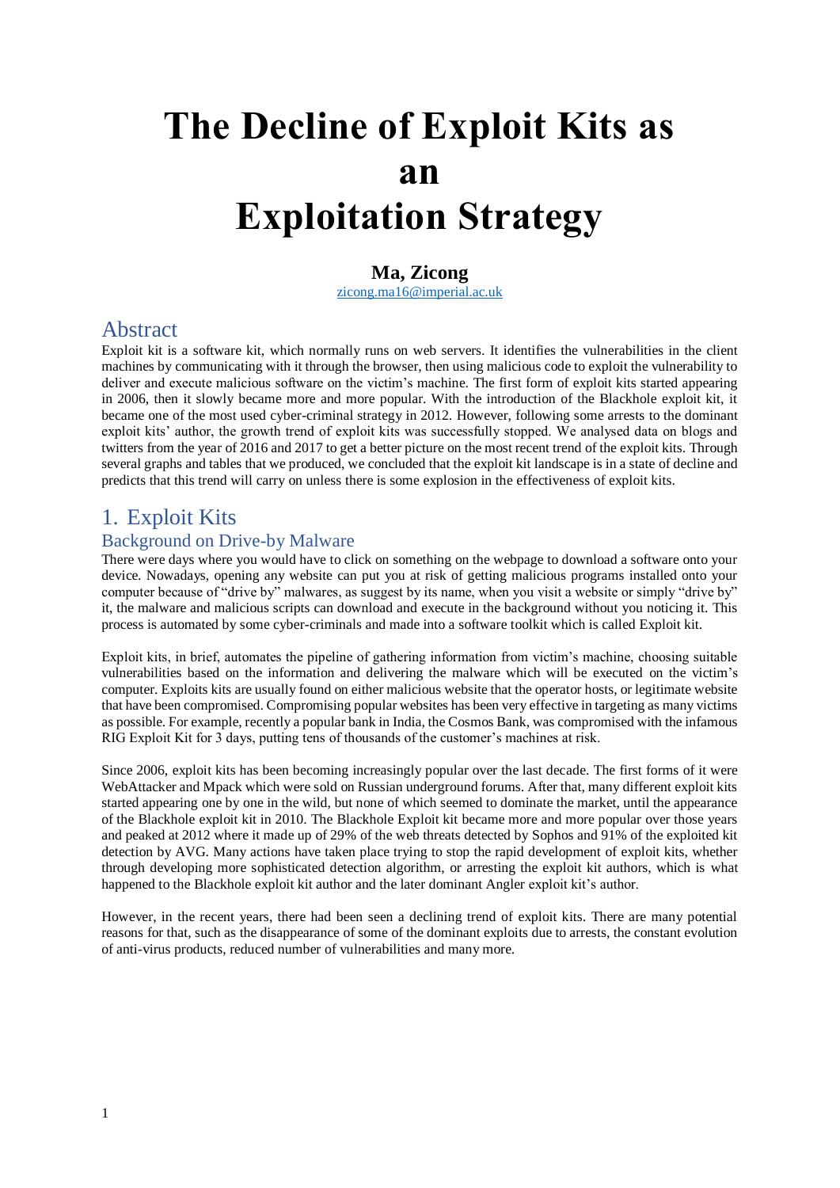# The Decline of Exploit Kits as an Exploitation Strategy

**Ma, Zicong**

zicong.ma16@imperial.ac.uk

## Abstract

Exploit kit is a software kit, which normally runs on web servers. It identifies the vulnerabilities in the client machines by communicating with it through the browser, then using malicious code to exploit the vulnerability to deliver and execute malicious software on the victim's machine. The first form of exploit kits started appearing in 2006, then it slowly became more and more popular. With the introduction of the Blackhole exploit kit, it became one of the most used cyber-criminal strategy in 2012. However, following some arrests to the dominant exploit kits' author, the growth trend of exploit kits was successfully stopped. We analysed data on blogs and twitters from the year of 2016 and 2017 to get a better picture on the most recent trend of the exploit kits. Through several graphs and tables that we produced, we concluded that the exploit kit landscape is in a state of decline and predicts that this trend will carry on unless there is some explosion in the effectiveness of exploit kits.

## 1. Exploit Kits

### Background on Drive-by Malware

There were days where you would have to click on something on the webpage to download a software onto your device. Nowadays, opening any website can put you at risk of getting malicious programs installed onto your computer because of "drive by" malwares, as suggest by its name, when you visit a website or simply "drive by" it, the malware and malicious scripts can download and execute in the background without you noticing it. This process is automated by some cyber-criminals and made into a software toolkit which is called Exploit kit.

Exploit kits, in brief, automates the pipeline of gathering information from victim's machine, choosing suitable vulnerabilities based on the information and delivering the malware which will be executed on the victim's computer. Exploits kits are usually found on either malicious website that the operator hosts, or legitimate website that have been compromised. Compromising popular websites has been very effective in targeting as many victims as possible. For example, recently a popular bank in India, the Cosmos Bank, was compromised with the infamous RIG Exploit Kit for 3 days, putting tens of thousands of the customer's machines at risk.

Since 2006, exploit kits has been becoming increasingly popular over the last decade. The first forms of it were WebAttacker and Mpack which were sold on Russian underground forums. After that, many different exploit kits started appearing one by one in the wild, but none of which seemed to dominate the market, until the appearance of the Blackhole exploit kit in 2010. The Blackhole Exploit kit became more and more popular over those years and peaked at 2012 where it made up of 29% of the web threats detected by Sophos and 91% of the exploited kit detection by AVG. Many actions have taken place trying to stop the rapid development of exploit kits, whether through developing more sophisticated detection algorithm, or arresting the exploit kit authors, which is what happened to the Blackhole exploit kit author and the later dominant Angler exploit kit's author.

However, in the recent years, there had been seen a declining trend of exploit kits. There are many potential reasons for that, such as the disappearance of some of the dominant exploits due to arrests, the constant evolution of anti-virus products, reduced number of vulnerabilities and many more.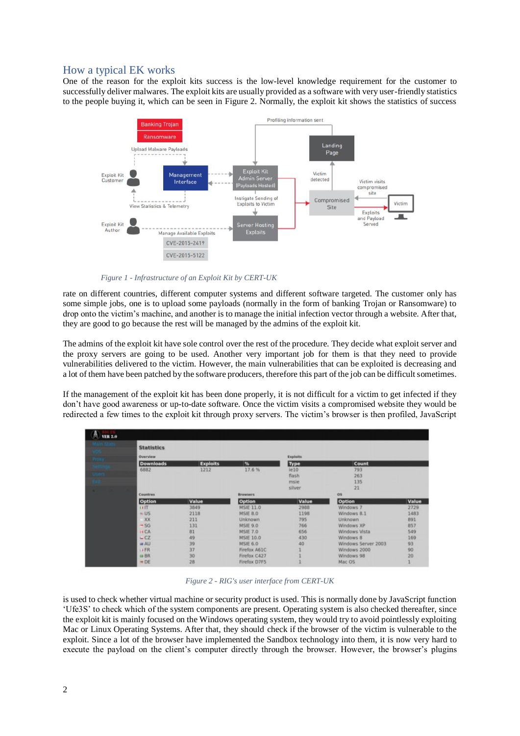## How a typical EK works

One of the reason for the exploit kits success is the low-level knowledge requirement for the customer to successfully deliver malwares. The exploit kits are usually provided as a software with very user-friendly statistics to the people buying it, which can be seen in Figure 2. Normally, the exploit kit shows the statistics of success

*Figure 1 - Infrastructure of an Exploit Kit by CERT-UK*

rate on different countries, different computer systems and different software targeted. The customer only has some simple jobs, one is to upload some payloads (normally in the form of banking Trojan or Ransomware) to drop onto the victim's machine, and another is to manage the initial infection vector through a website. After that, they are good to go because the rest will be managed by the admins of the exploit kit.

The admins of the exploit kit have sole control over the rest of the procedure. They decide what exploit server and the proxy servers are going to be used. Another very important job for them is that they need to provide vulnerabilities delivered to the victim. However, the main vulnerabilities that can be exploited is decreasing and a lot of them have been patched by the software producers, therefore this part of the job can be difficult sometimes.

If the management of the exploit kit has been done properly, it is not difficult for a victim to get infected if they don't have good awareness or up-to-date software. Once the victim visits a compromised website they would be redirected a few times to the exploit kit through proxy servers. The victim's browser is then profiled, JavaScript

*Figure 2 - RIG's user interface from CERT-UK*

is used to check whether virtual machine or security product is used. This is normally done by JavaScript function 'Ufe3S' to check which of the system components are present. Operating system is also checked thereafter, since the exploit kit is mainly focused on the Windows operating system, they would try to avoid pointlessly exploiting Mac or Linux Operating Systems. After that, they should check if the browser of the victim is vulnerable to the exploit. Since a lot of the browser have implemented the Sandbox technology into them, it is now very hard to execute the payload on the client's computer directly through the browser. However, the browser's plugins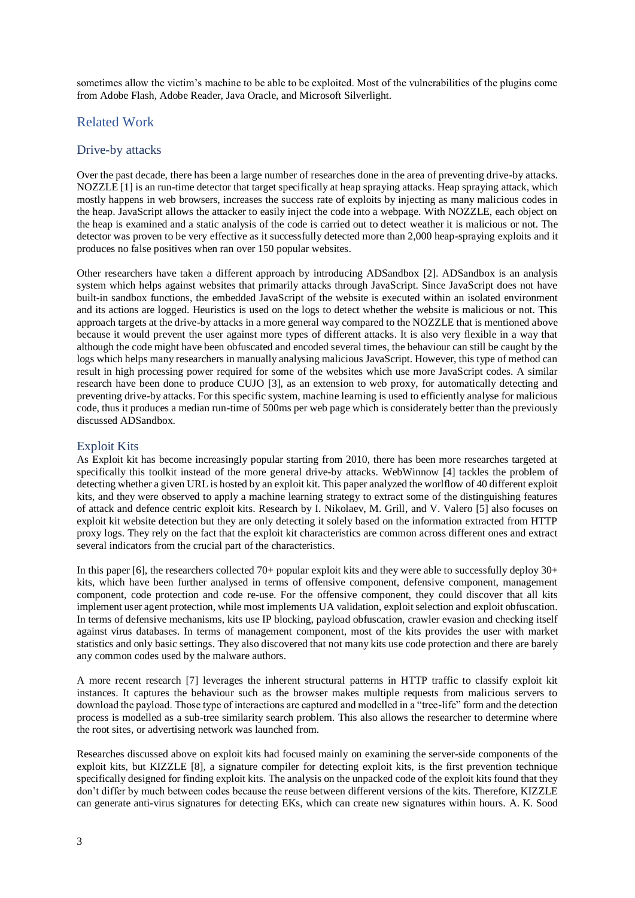sometimes allow the victim's machine to be able to be exploited. Most of the vulnerabilities of the plugins come from Adobe Flash, Adobe Reader, Java Oracle, and Microsoft Silverlight.

# Related Work

## Drive-by attacks

Over the past decade, there has been a large number of researches done in the area of preventing drive-by attacks. NOZZLE [1] is an run-time detector that target specifically at heap spraying attacks. Heap spraying attack, which mostly happens in web browsers, increases the success rate of exploits by injecting as many malicious codes in the heap. JavaScript allows the attacker to easily inject the code into a webpage. With NOZZLE, each object on the heap is examined and a static analysis of the code is carried out to detect weather it is malicious or not. The detector was proven to be very effective as it successfully detected more than 2,000 heap-spraying exploits and it produces no false positives when ran over 150 popular websites.

Other researchers have taken a different approach by introducing ADSandbox [2]. ADSandbox is an analysis system which helps against websites that primarily attacks through JavaScript. Since JavaScript does not have built-in sandbox functions, the embedded JavaScript of the website is executed within an isolated environment and its actions are logged. Heuristics is used on the logs to detect whether the website is malicious or not. This approach targets at the drive-by attacks in a more general way compared to the NOZZLE that is mentioned above because it would prevent the user against more types of different attacks. It is also very flexible in a way that although the code might have been obfuscated and encoded several times, the behaviour can still be caught by the logs which helps many researchers in manually analysing malicious JavaScript. However, this type of method can result in high processing power required for some of the websites which use more JavaScript codes. A similar research have been done to produce CUJO [3], as an extension to web proxy, for automatically detecting and preventing drive-by attacks. For this specific system, machine learning is used to efficiently analyse for malicious code, thus it produces a median run-time of 500ms per web page which is considerately better than the previously discussed ADSandbox.

## Exploit Kits

As Exploit kit has become increasingly popular starting from 2010, there has been more researches targeted at specifically this toolkit instead of the more general drive-by attacks. WebWinnow [4] tackles the problem of detecting whether a given URL is hosted by an exploit kit. This paper analyzed the worlflow of 40 different exploit kits, and they were observed to apply a machine learning strategy to extract some of the distinguishing features of attack and defence centric exploit kits. Research by I. Nikolaev, M. Grill, and V. Valero [5] also focuses on exploit kit website detection but they are only detecting it solely based on the information extracted from HTTP proxy logs. They rely on the fact that the exploit kit characteristics are common across different ones and extract several indicators from the crucial part of the characteristics.

In this paper [6], the researchers collected 70+ popular exploit kits and they were able to successfully deploy 30+ kits, which have been further analysed in terms of offensive component, defensive component, management component, code protection and code re-use. For the offensive component, they could discover that all kits implement user agent protection, while most implements UA validation, exploit selection and exploit obfuscation. In terms of defensive mechanisms, kits use IP blocking, payload obfuscation, crawler evasion and checking itself against virus databases. In terms of management component, most of the kits provides the user with market statistics and only basic settings. They also discovered that not many kits use code protection and there are barely any common codes used by the malware authors.

A more recent research [7] leverages the inherent structural patterns in HTTP traffic to classify exploit kit instances. It captures the behaviour such as the browser makes multiple requests from malicious servers to download the payload. Those type of interactions are captured and modelled in a "tree-life" form and the detection process is modelled as a sub-tree similarity search problem. This also allows the researcher to determine where the root sites, or advertising network was launched from.

Researches discussed above on exploit kits had focused mainly on examining the server-side components of the exploit kits, but KIZZLE [8], a signature compiler for detecting exploit kits, is the first prevention technique specifically designed for finding exploit kits. The analysis on the unpacked code of the exploit kits found that they don't differ by much between codes because the reuse between different versions of the kits. Therefore, KIZZLE can generate anti-virus signatures for detecting EKs, which can create new signatures within hours. A. K. Sood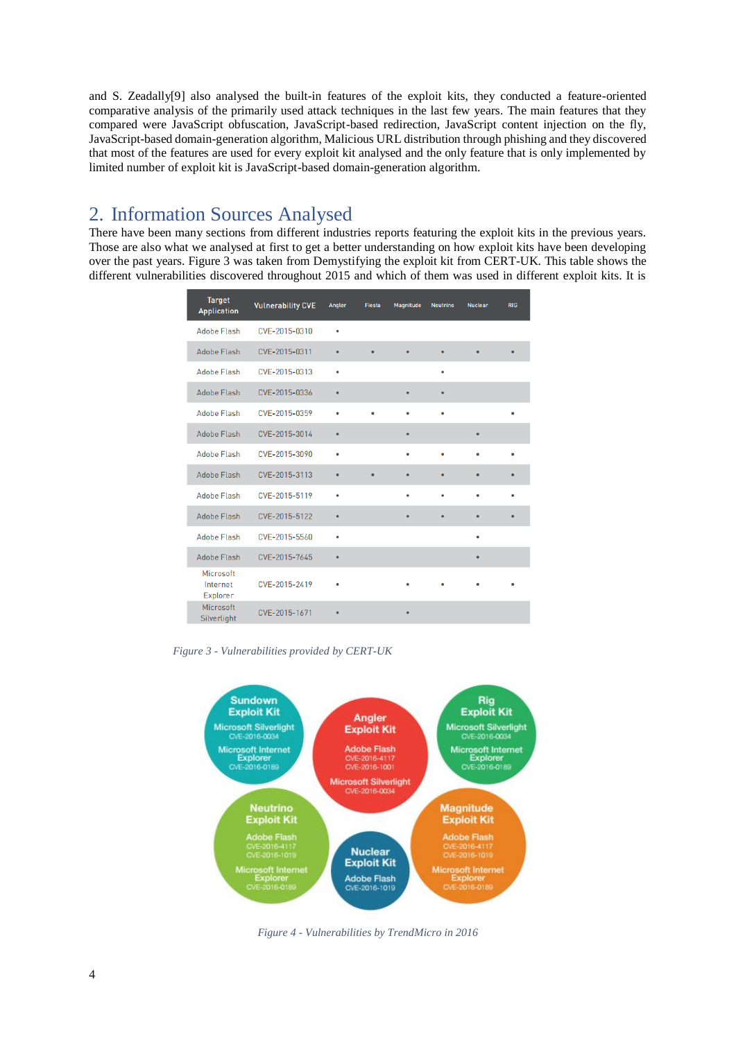and S. Zeadally[9] also analysed the built-in features of the exploit kits, they conducted a feature-oriented comparative analysis of the primarily used attack techniques in the last few years. The main features that they compared were JavaScript obfuscation, JavaScript-based redirection, JavaScript content injection on the fly, JavaScript-based domain-generation algorithm, Malicious URL distribution through phishing and they discovered that most of the features are used for every exploit kit analysed and the only feature that is only implemented by limited number of exploit kit is JavaScript-based domain-generation algorithm.

## 2. Information Sources Analysed

There have been many sections from different industries reports featuring the exploit kits in the previous years. Those are also what we analysed at first to get a better understanding on how exploit kits have been developing over the past years. Figure 3 was taken from Demystifying the exploit kit from CERT-UK. This table shows the different vulnerabilities discovered throughout 2015 and which of them was used in different exploit kits. It is

| Target Application | Vulnerability CVE | Angler | Fiesta | Magnitude | Neutrino | Nuclear | RIG |
|---|---|---|---|---|---|---|---|
| Adobe Flash | CVE-2015-0310 | • | | | | | |
| Adobe Flash | CVE-2015-0311 | • | • | • | • | • | • |
| Adobe Flash | CVE-2015-0313 | • | | | • | | |
| Adobe Flash | CVE-2015-0336 | • | | • | • | | |
| Adobe Flash | CVE-2015-0359 | • | • | • | • | | • |
| Adobe Flash | CVE-2015-3014 | • | | • | | • | |
| Adobe Flash | CVE-2015-3090 | • | | • | • | • | • |
| Adobe Flash | CVE-2015-3113 | • | • | • | • | • | • |
| Adobe Flash | CVE-2015-5119 | • | | • | • | • | • |
| Adobe Flash | CVE-2015-5122 | • | | • | • | • | • |
| Adobe Flash | CVE-2015-5560 | • | | | | • | |
| Adobe Flash | CVE-2015-7645 | • | | | | • | |
| Microsoft Internet Explorer | CVE-2015-2419 | • | | • | • | • | • |
| Microsoft Silverlight | CVE-2015-1671 | • | | • | | | |

*Figure 3 - Vulnerabilities provided by CERT-UK*

**Sundown Exploit Kit**: Microsoft Silverlight CVE-2016-0034; Microsoft Internet Explorer CVE-2016-0189

**Angler Exploit Kit**: Adobe Flash CVE-2016-4117, CVE-2016-1001; Microsoft Silverlight CVE-2016-0034

**Rig Exploit Kit**: Microsoft Silverlight CVE-2016-0034; Microsoft Internet Explorer CVE-2016-0189

**Neutrino Exploit Kit**: Adobe Flash CVE-2016-4117, CVE-2016-1019; Microsoft Internet Explorer CVE-2016-0189

**Nuclear Exploit Kit**: Adobe Flash CVE-2016-1019

**Magnitude Exploit Kit**: Adobe Flash CVE-2016-4117, CVE-2016-1019; Microsoft Internet Explorer CVE-2016-0189

*Figure 4 - Vulnerabilities by TrendMicro in 2016*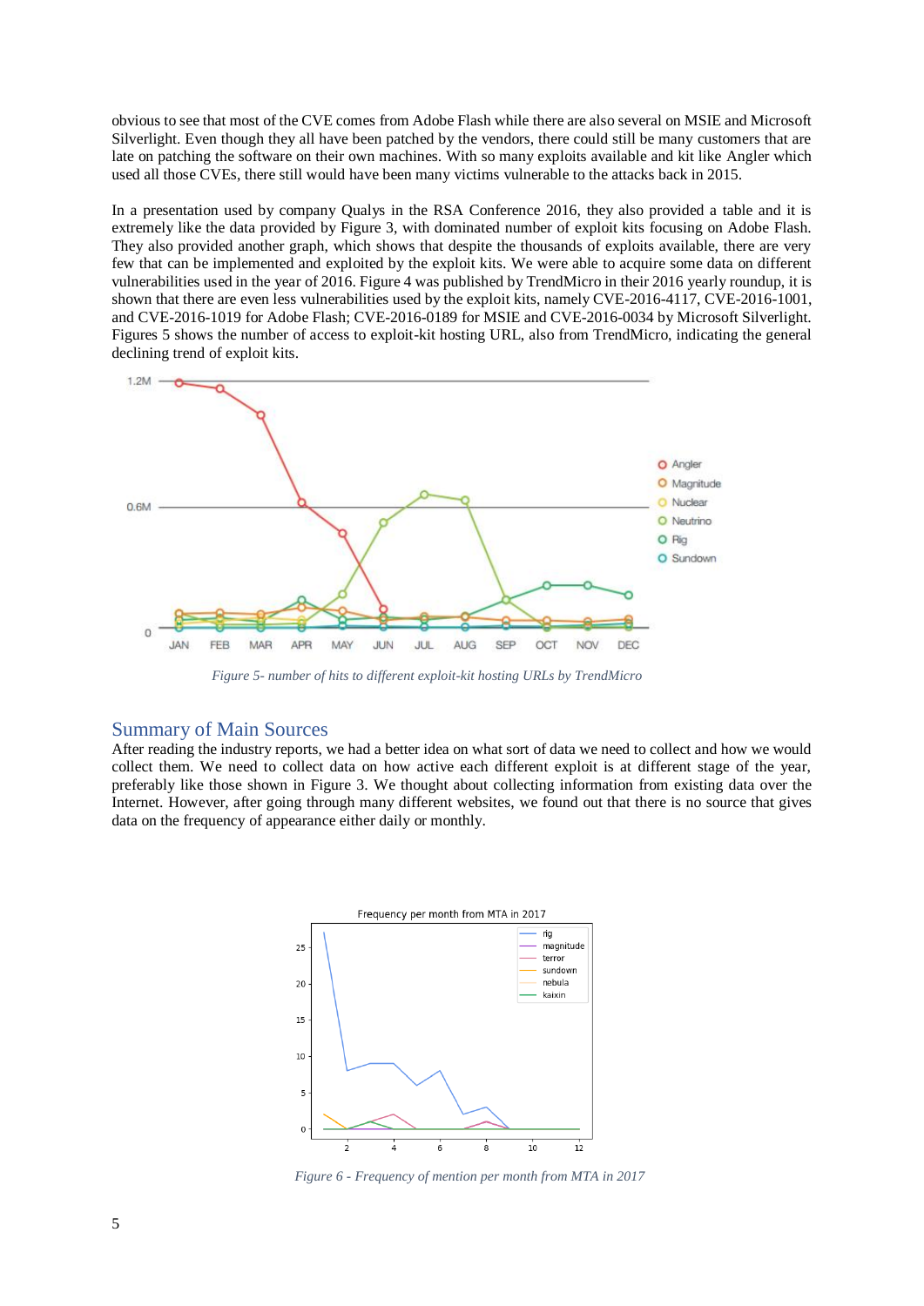obvious to see that most of the CVE comes from Adobe Flash while there are also several on MSIE and Microsoft Silverlight. Even though they all have been patched by the vendors, there could still be many customers that are late on patching the software on their own machines. With so many exploits available and kit like Angler which used all those CVEs, there still would have been many victims vulnerable to the attacks back in 2015.

In a presentation used by company Qualys in the RSA Conference 2016, they also provided a table and it is extremely like the data provided by Figure 3, with dominated number of exploit kits focusing on Adobe Flash. They also provided another graph, which shows that despite the thousands of exploits available, there are very few that can be implemented and exploited by the exploit kits. We were able to acquire some data on different vulnerabilities used in the year of 2016. Figure 4 was published by TrendMicro in their 2016 yearly roundup, it is shown that there are even less vulnerabilities used by the exploit kits, namely CVE-2016-4117, CVE-2016-1001, and CVE-2016-1019 for Adobe Flash; CVE-2016-0189 for MSIE and CVE-2016-0034 by Microsoft Silverlight. Figures 5 shows the number of access to exploit-kit hosting URL, also from TrendMicro, indicating the general declining trend of exploit kits.

*Figure 5- number of hits to different exploit-kit hosting URLs by TrendMicro*

## Summary of Main Sources

After reading the industry reports, we had a better idea on what sort of data we need to collect and how we would collect them. We need to collect data on how active each different exploit is at different stage of the year, preferably like those shown in Figure 3. We thought about collecting information from existing data over the Internet. However, after going through many different websites, we found out that there is no source that gives data on the frequency of appearance either daily or monthly.

*Figure 6 - Frequency of mention per month from MTA in 2017*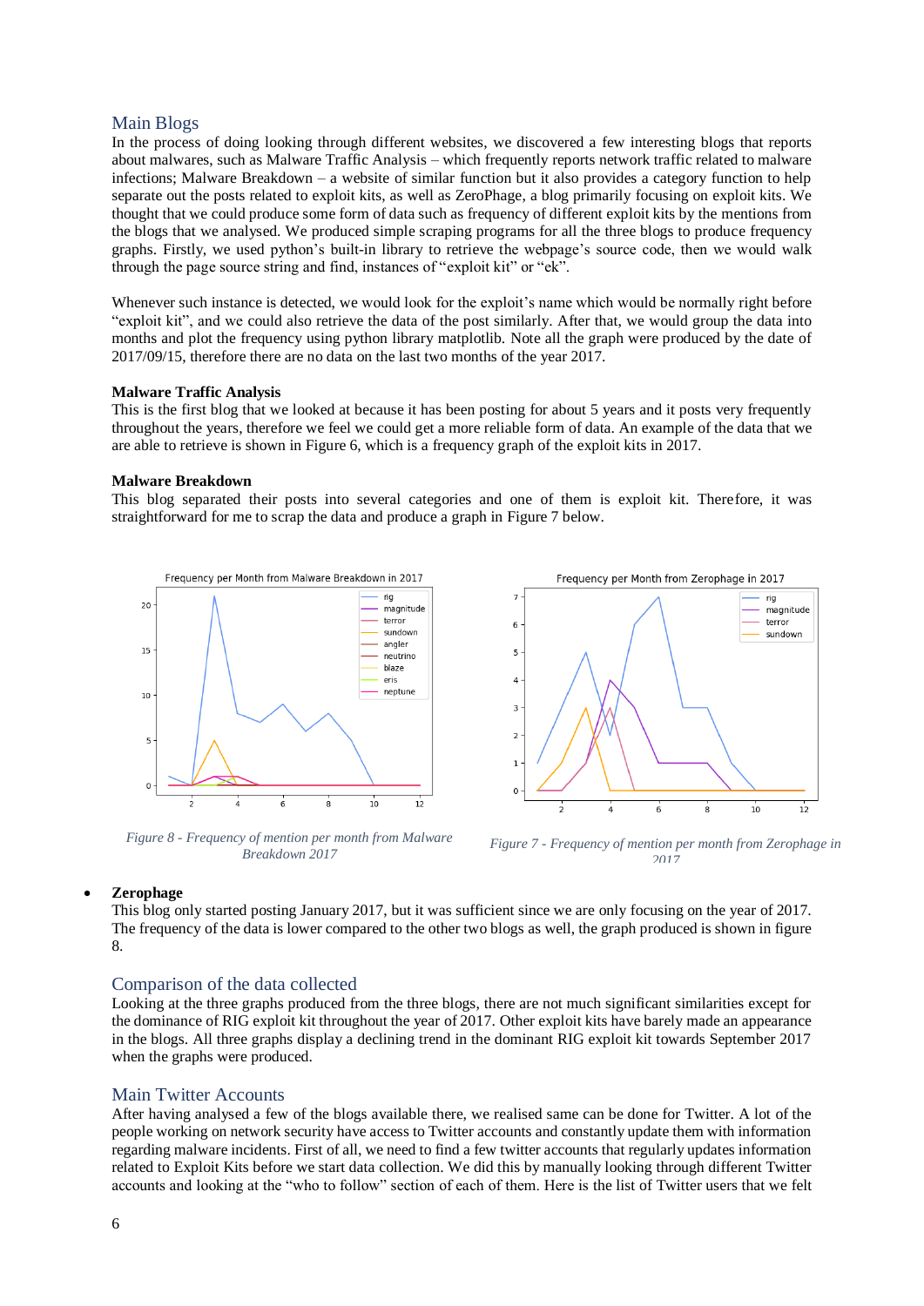## Main Blogs

In the process of doing looking through different websites, we discovered a few interesting blogs that reports about malwares, such as Malware Traffic Analysis – which frequently reports network traffic related to malware infections; Malware Breakdown – a website of similar function but it also provides a category function to help separate out the posts related to exploit kits, as well as ZeroPhage, a blog primarily focusing on exploit kits. We thought that we could produce some form of data such as frequency of different exploit kits by the mentions from the blogs that we analysed. We produced simple scraping programs for all the three blogs to produce frequency graphs. Firstly, we used python's built-in library to retrieve the webpage's source code, then we would walk through the page source string and find, instances of "exploit kit" or "ek".

Whenever such instance is detected, we would look for the exploit's name which would be normally right before "exploit kit", and we could also retrieve the data of the post similarly. After that, we would group the data into months and plot the frequency using python library matplotlib. Note all the graph were produced by the date of 2017/09/15, therefore there are no data on the last two months of the year 2017.

**Malware Traffic Analysis**

This is the first blog that we looked at because it has been posting for about 5 years and it posts very frequently throughout the years, therefore we feel we could get a more reliable form of data. An example of the data that we are able to retrieve is shown in Figure 6, which is a frequency graph of the exploit kits in 2017.

**Malware Breakdown**

This blog separated their posts into several categories and one of them is exploit kit. Therefore, it was straightforward for me to scrap the data and produce a graph in Figure 7 below.

*Figure 8 - Frequency of mention per month from Malware Breakdown 2017*

*Figure 7 - Frequency of mention per month from Zerophage in 2017*

- **Zerophage**

This blog only started posting January 2017, but it was sufficient since we are only focusing on the year of 2017. The frequency of the data is lower compared to the other two blogs as well, the graph produced is shown in figure 8.

## Comparison of the data collected

Looking at the three graphs produced from the three blogs, there are not much significant similarities except for the dominance of RIG exploit kit throughout the year of 2017. Other exploit kits have barely made an appearance in the blogs. All three graphs display a declining trend in the dominant RIG exploit kit towards September 2017 when the graphs were produced.

## Main Twitter Accounts

After having analysed a few of the blogs available there, we realised same can be done for Twitter. A lot of the people working on network security have access to Twitter accounts and constantly update them with information regarding malware incidents. First of all, we need to find a few twitter accounts that regularly updates information related to Exploit Kits before we start data collection. We did this by manually looking through different Twitter accounts and looking at the "who to follow" section of each of them. Here is the list of Twitter users that we felt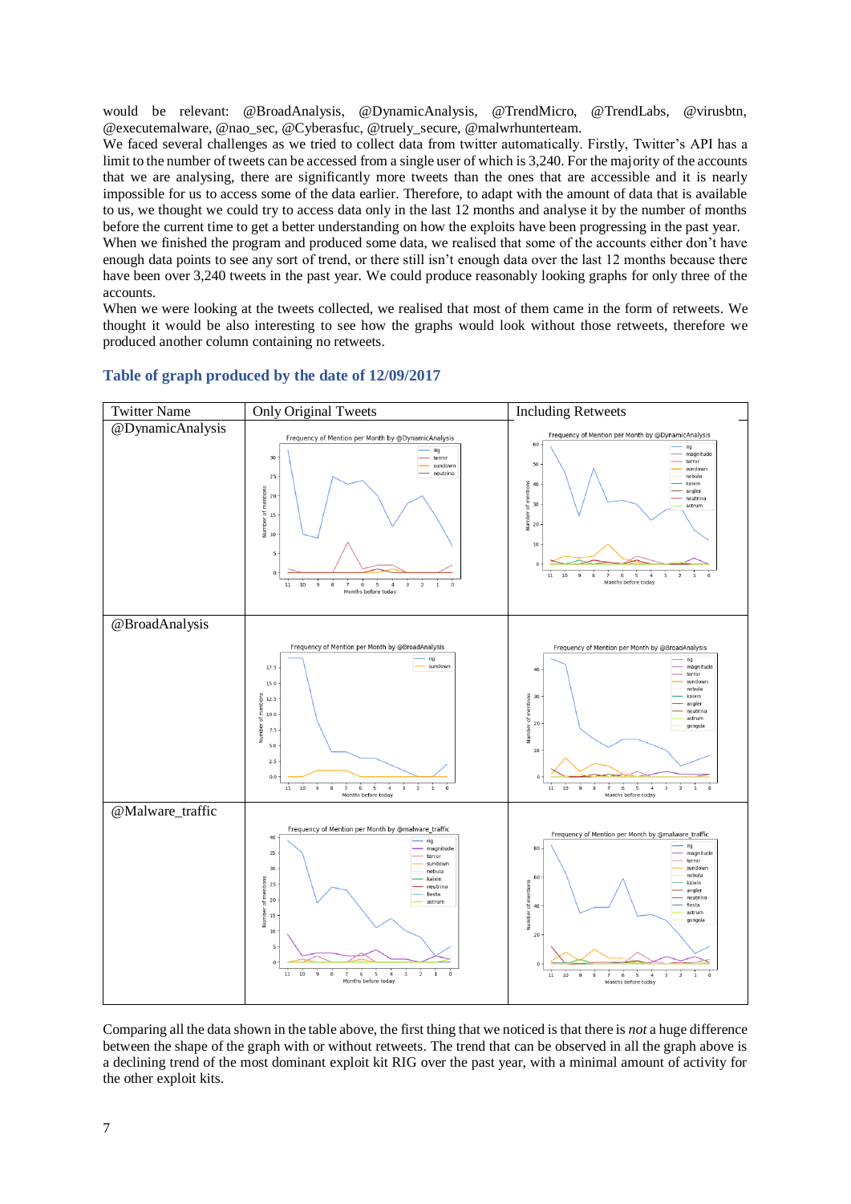would be relevant: @BroadAnalysis, @DynamicAnalysis, @TrendMicro, @TrendLabs, @virusbtn, @executemalware, @nao_sec, @Cyberasfuc, @truely_secure, @malwrhunterteam.

We faced several challenges as we tried to collect data from twitter automatically. Firstly, Twitter's API has a limit to the number of tweets can be accessed from a single user of which is 3,240. For the majority of the accounts that we are analysing, there are significantly more tweets than the ones that are accessible and it is nearly impossible for us to access some of the data earlier. Therefore, to adapt with the amount of data that is available to us, we thought we could try to access data only in the last 12 months and analyse it by the number of months before the current time to get a better understanding on how the exploits have been progressing in the past year.

When we finished the program and produced some data, we realised that some of the accounts either don't have enough data points to see any sort of trend, or there still isn't enough data over the last 12 months because there have been over 3,240 tweets in the past year. We could produce reasonably looking graphs for only three of the accounts.

When we were looking at the tweets collected, we realised that most of them came in the form of retweets. We thought it would be also interesting to see how the graphs would look without those retweets, therefore we produced another column containing no retweets.

## Table of graph produced by the date of 12/09/2017

| Twitter Name | Only Original Tweets | Including Retweets |
|---|---|---|
| @DynamicAnalysis | Frequency of Mention per Month by @DynamicAnalysis | Frequency of Mention per Month by @DynamicAnalysis |
| @BroadAnalysis | Frequency of Mention per Month by @BroadAnalysis | Frequency of Mention per Month by @BroadAnalysis |
| @Malware_traffic | Frequency of Mention per Month by @malware_traffic | Frequency of Mention per Month by @malware_traffic |

Comparing all the data shown in the table above, the first thing that we noticed is that there is *not* a huge difference between the shape of the graph with or without retweets. The trend that can be observed in all the graph above is a declining trend of the most dominant exploit kit RIG over the past year, with a minimal amount of activity for the other exploit kits.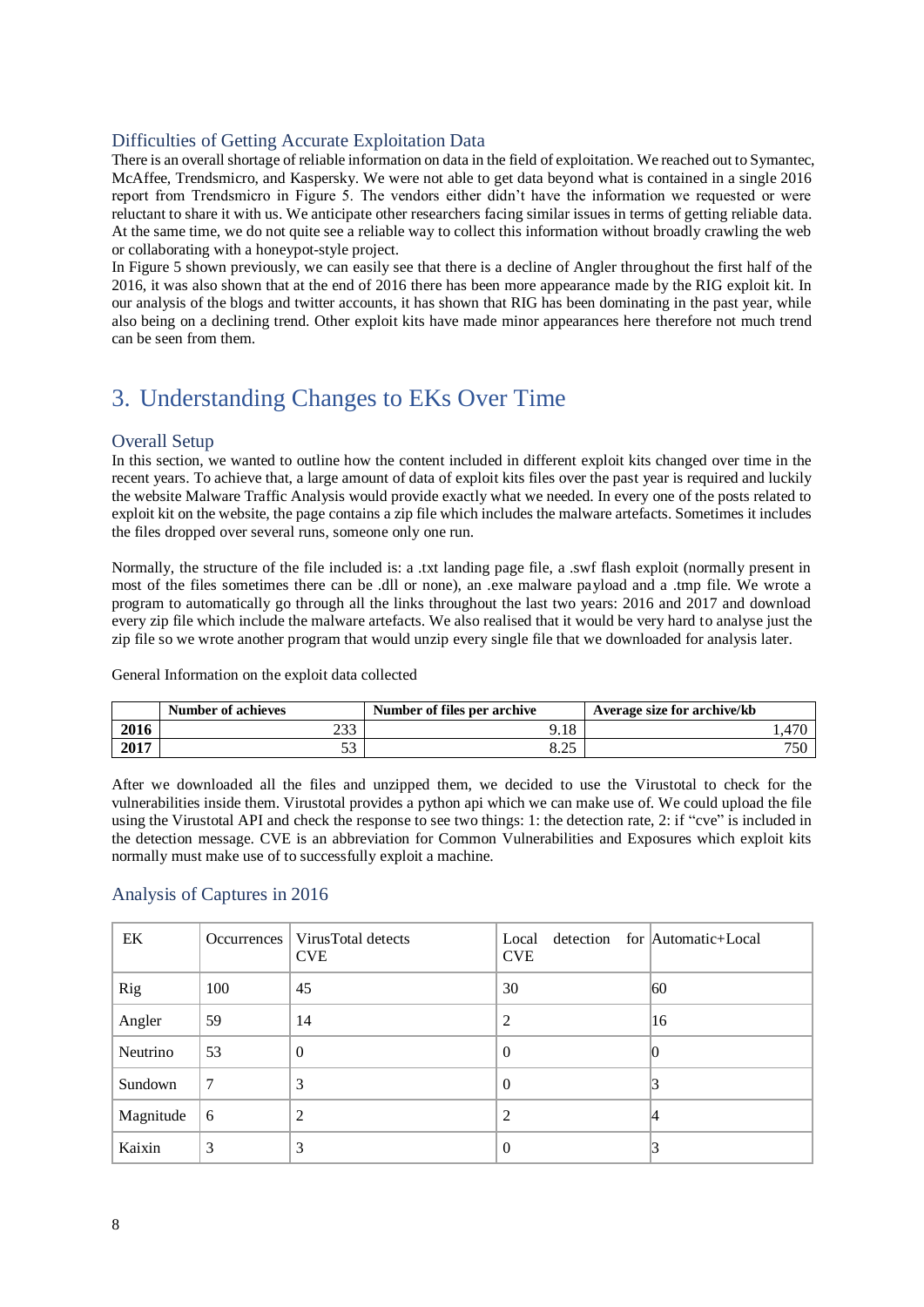## Difficulties of Getting Accurate Exploitation Data

There is an overall shortage of reliable information on data in the field of exploitation. We reached out to Symantec, McAffee, Trendsmicro, and Kaspersky. We were not able to get data beyond what is contained in a single 2016 report from Trendsmicro in Figure 5. The vendors either didn't have the information we requested or were reluctant to share it with us. We anticipate other researchers facing similar issues in terms of getting reliable data. At the same time, we do not quite see a reliable way to collect this information without broadly crawling the web or collaborating with a honeypot-style project.

In Figure 5 shown previously, we can easily see that there is a decline of Angler throughout the first half of the 2016, it was also shown that at the end of 2016 there has been more appearance made by the RIG exploit kit. In our analysis of the blogs and twitter accounts, it has shown that RIG has been dominating in the past year, while also being on a declining trend. Other exploit kits have made minor appearances here therefore not much trend can be seen from them.

# 3. Understanding Changes to EKs Over Time

## Overall Setup

In this section, we wanted to outline how the content included in different exploit kits changed over time in the recent years. To achieve that, a large amount of data of exploit kits files over the past year is required and luckily the website Malware Traffic Analysis would provide exactly what we needed. In every one of the posts related to exploit kit on the website, the page contains a zip file which includes the malware artefacts. Sometimes it includes the files dropped over several runs, someone only one run.

Normally, the structure of the file included is: a .txt landing page file, a .swf flash exploit (normally present in most of the files sometimes there can be .dll or none), an .exe malware payload and a .tmp file. We wrote a program to automatically go through all the links throughout the last two years: 2016 and 2017 and download every zip file which include the malware artefacts. We also realised that it would be very hard to analyse just the zip file so we wrote another program that would unzip every single file that we downloaded for analysis later.

General Information on the exploit data collected

| | Number of achieves | Number of files per archive | Average size for archive/kb |
|---|---|---|---|
| **2016** | 233 | 9.18 | 1,470 |
| **2017** | 53 | 8.25 | 750 |

After we downloaded all the files and unzipped them, we decided to use the Virustotal to check for the vulnerabilities inside them. Virustotal provides a python api which we can make use of. We could upload the file using the Virustotal API and check the response to see two things: 1: the detection rate, 2: if "cve" is included in the detection message. CVE is an abbreviation for Common Vulnerabilities and Exposures which exploit kits normally must make use of to successfully exploit a machine.

## Analysis of Captures in 2016

| EK | Occurrences | VirusTotal detects CVE | Local detection for CVE | Automatic+Local |
|---|---|---|---|---|
| Rig | 100 | 45 | 30 | 60 |
| Angler | 59 | 14 | 2 | 16 |
| Neutrino | 53 | 0 | 0 | 0 |
| Sundown | 7 | 3 | 0 | 3 |
| Magnitude | 6 | 2 | 2 | 4 |
| Kaixin | 3 | 3 | 0 | 3 |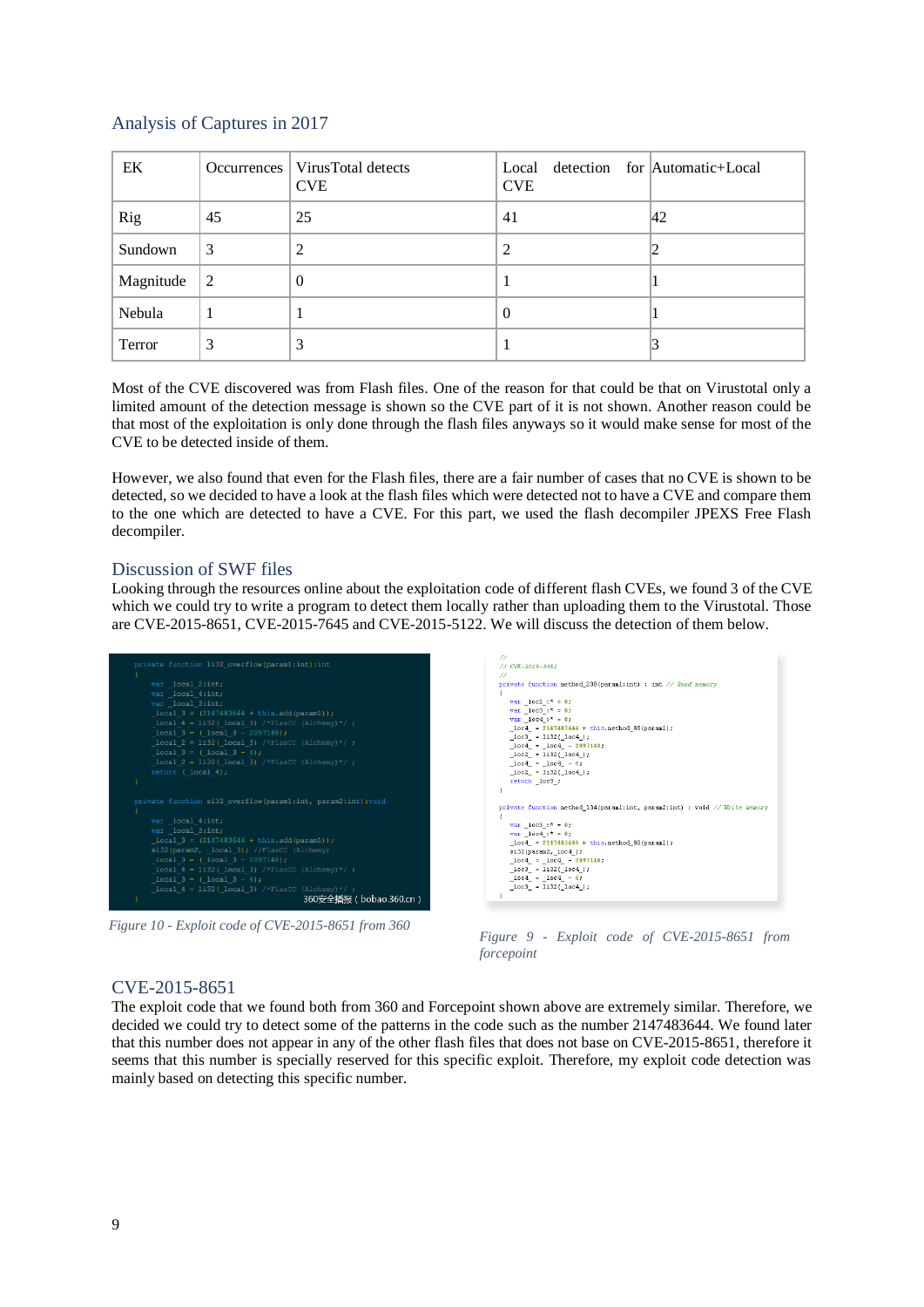## Analysis of Captures in 2017

| EK | Occurrences | VirusTotal detects CVE | Local detection for CVE | Automatic+Local |
|---|---|---|---|---|
| Rig | 45 | 25 | 41 | 42 |
| Sundown | 3 | 2 | 2 | 2 |
| Magnitude | 2 | 0 | 1 | 1 |
| Nebula | 1 | 1 | 0 | 1 |
| Terror | 3 | 3 | 1 | 3 |

Most of the CVE discovered was from Flash files. One of the reason for that could be that on Virustotal only a limited amount of the detection message is shown so the CVE part of it is not shown. Another reason could be that most of the exploitation is only done through the flash files anyways so it would make sense for most of the CVE to be detected inside of them.

However, we also found that even for the Flash files, there are a fair number of cases that no CVE is shown to be detected, so we decided to have a look at the flash files which were detected not to have a CVE and compare them to the one which are detected to have a CVE. For this part, we used the flash decompiler JPEXS Free Flash decompiler.

## Discussion of SWF files

Looking through the resources online about the exploitation code of different flash CVEs, we found 3 of the CVE which we could try to write a program to detect them locally rather than uploading them to the Virustotal. Those are CVE-2015-8651, CVE-2015-7645 and CVE-2015-5122. We will discuss the detection of them below.

*Figure 10 - Exploit code of CVE-2015-8651 from 360*

*Figure 9 - Exploit code of CVE-2015-8651 from forcepoint*

## CVE-2015-8651

The exploit code that we found both from 360 and Forcepoint shown above are extremely similar. Therefore, we decided we could try to detect some of the patterns in the code such as the number 2147483644. We found later that this number does not appear in any of the other flash files that does not base on CVE-2015-8651, therefore it seems that this number is specially reserved for this specific exploit. Therefore, my exploit code detection was mainly based on detecting this specific number.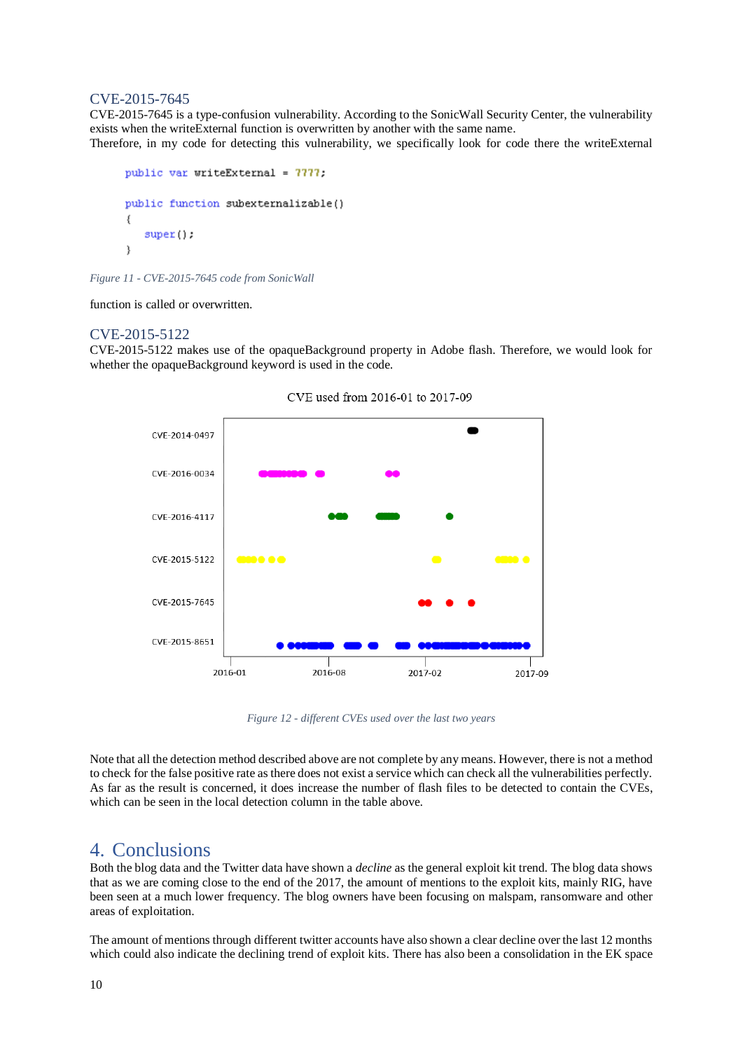### CVE-2015-7645

CVE-2015-7645 is a type-confusion vulnerability. According to the SonicWall Security Center, the vulnerability exists when the writeExternal function is overwritten by another with the same name.

Therefore, in my code for detecting this vulnerability, we specifically look for code there the writeExternal

```
public var writeExternal = 7777;

public function subexternalizable()
{
    super();
}
```

*Figure 11 - CVE-2015-7645 code from SonicWall*

function is called or overwritten.

### CVE-2015-5122

CVE-2015-5122 makes use of the opaqueBackground property in Adobe flash. Therefore, we would look for whether the opaqueBackground keyword is used in the code.

*Figure 12 - different CVEs used over the last two years*

Note that all the detection method described above are not complete by any means. However, there is not a method to check for the false positive rate as there does not exist a service which can check all the vulnerabilities perfectly. As far as the result is concerned, it does increase the number of flash files to be detected to contain the CVEs, which can be seen in the local detection column in the table above.

## 4. Conclusions

Both the blog data and the Twitter data have shown a *decline* as the general exploit kit trend. The blog data shows that as we are coming close to the end of the 2017, the amount of mentions to the exploit kits, mainly RIG, have been seen at a much lower frequency. The blog owners have been focusing on malspam, ransomware and other areas of exploitation.

The amount of mentions through different twitter accounts have also shown a clear decline over the last 12 months which could also indicate the declining trend of exploit kits. There has also been a consolidation in the EK space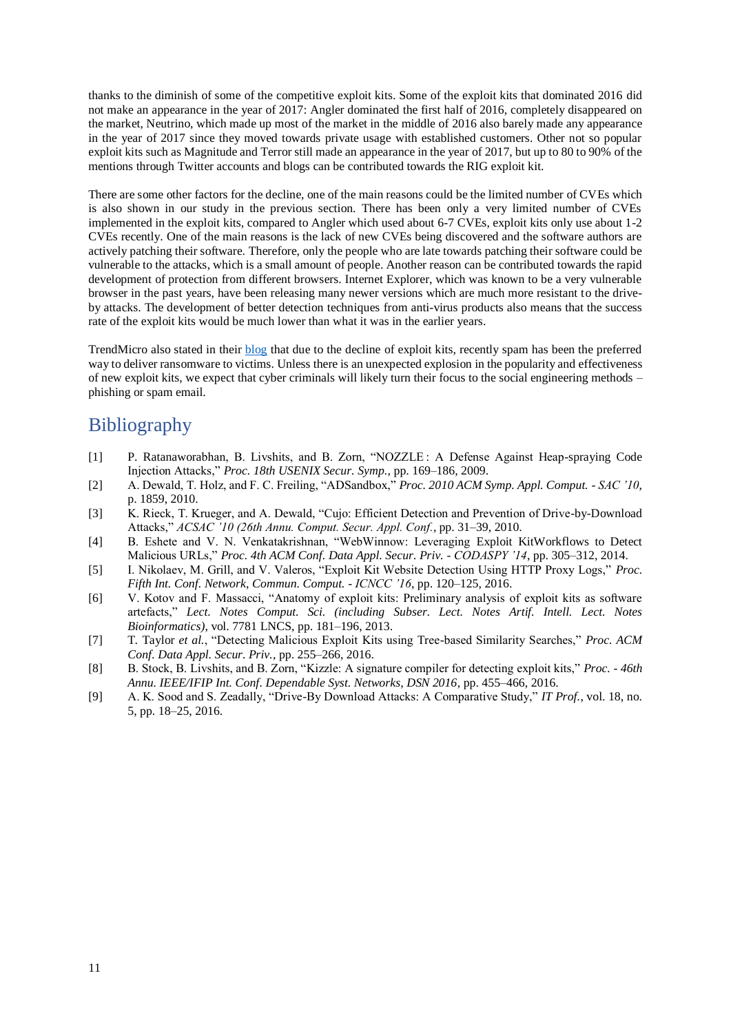thanks to the diminish of some of the competitive exploit kits. Some of the exploit kits that dominated 2016 did not make an appearance in the year of 2017: Angler dominated the first half of 2016, completely disappeared on the market, Neutrino, which made up most of the market in the middle of 2016 also barely made any appearance in the year of 2017 since they moved towards private usage with established customers. Other not so popular exploit kits such as Magnitude and Terror still made an appearance in the year of 2017, but up to 80 to 90% of the mentions through Twitter accounts and blogs can be contributed towards the RIG exploit kit.

There are some other factors for the decline, one of the main reasons could be the limited number of CVEs which is also shown in our study in the previous section. There has been only a very limited number of CVEs implemented in the exploit kits, compared to Angler which used about 6-7 CVEs, exploit kits only use about 1-2 CVEs recently. One of the main reasons is the lack of new CVEs being discovered and the software authors are actively patching their software. Therefore, only the people who are late towards patching their software could be vulnerable to the attacks, which is a small amount of people. Another reason can be contributed towards the rapid development of protection from different browsers. Internet Explorer, which was known to be a very vulnerable browser in the past years, have been releasing many newer versions which are much more resistant to the drive-by attacks. The development of better detection techniques from anti-virus products also means that the success rate of the exploit kits would be much lower than what it was in the earlier years.

TrendMicro also stated in their blog that due to the decline of exploit kits, recently spam has been the preferred way to deliver ransomware to victims. Unless there is an unexpected explosion in the popularity and effectiveness of new exploit kits, we expect that cyber criminals will likely turn their focus to the social engineering methods – phishing or spam email.

# Bibliography

[1] P. Ratanaworabhan, B. Livshits, and B. Zorn, "NOZZLE : A Defense Against Heap-spraying Code Injection Attacks," *Proc. 18th USENIX Secur. Symp.*, pp. 169–186, 2009.

[2] A. Dewald, T. Holz, and F. C. Freiling, "ADSandbox," *Proc. 2010 ACM Symp. Appl. Comput. - SAC '10*, p. 1859, 2010.

[3] K. Rieck, T. Krueger, and A. Dewald, "Cujo: Efficient Detection and Prevention of Drive-by-Download Attacks," *ACSAC '10 (26th Annu. Comput. Secur. Appl. Conf.*, pp. 31–39, 2010.

[4] B. Eshete and V. N. Venkatakrishnan, "WebWinnow: Leveraging Exploit KitWorkflows to Detect Malicious URLs," *Proc. 4th ACM Conf. Data Appl. Secur. Priv. - CODASPY '14*, pp. 305–312, 2014.

[5] I. Nikolaev, M. Grill, and V. Valeros, "Exploit Kit Website Detection Using HTTP Proxy Logs," *Proc. Fifth Int. Conf. Network, Commun. Comput. - ICNCC '16*, pp. 120–125, 2016.

[6] V. Kotov and F. Massacci, "Anatomy of exploit kits: Preliminary analysis of exploit kits as software artefacts," *Lect. Notes Comput. Sci. (including Subser. Lect. Notes Artif. Intell. Lect. Notes Bioinformatics)*, vol. 7781 LNCS, pp. 181–196, 2013.

[7] T. Taylor *et al.*, "Detecting Malicious Exploit Kits using Tree-based Similarity Searches," *Proc. ACM Conf. Data Appl. Secur. Priv.*, pp. 255–266, 2016.

[8] B. Stock, B. Livshits, and B. Zorn, "Kizzle: A signature compiler for detecting exploit kits," *Proc. - 46th Annu. IEEE/IFIP Int. Conf. Dependable Syst. Networks, DSN 2016*, pp. 455–466, 2016.

[9] A. K. Sood and S. Zeadally, "Drive-By Download Attacks: A Comparative Study," *IT Prof.*, vol. 18, no. 5, pp. 18–25, 2016.